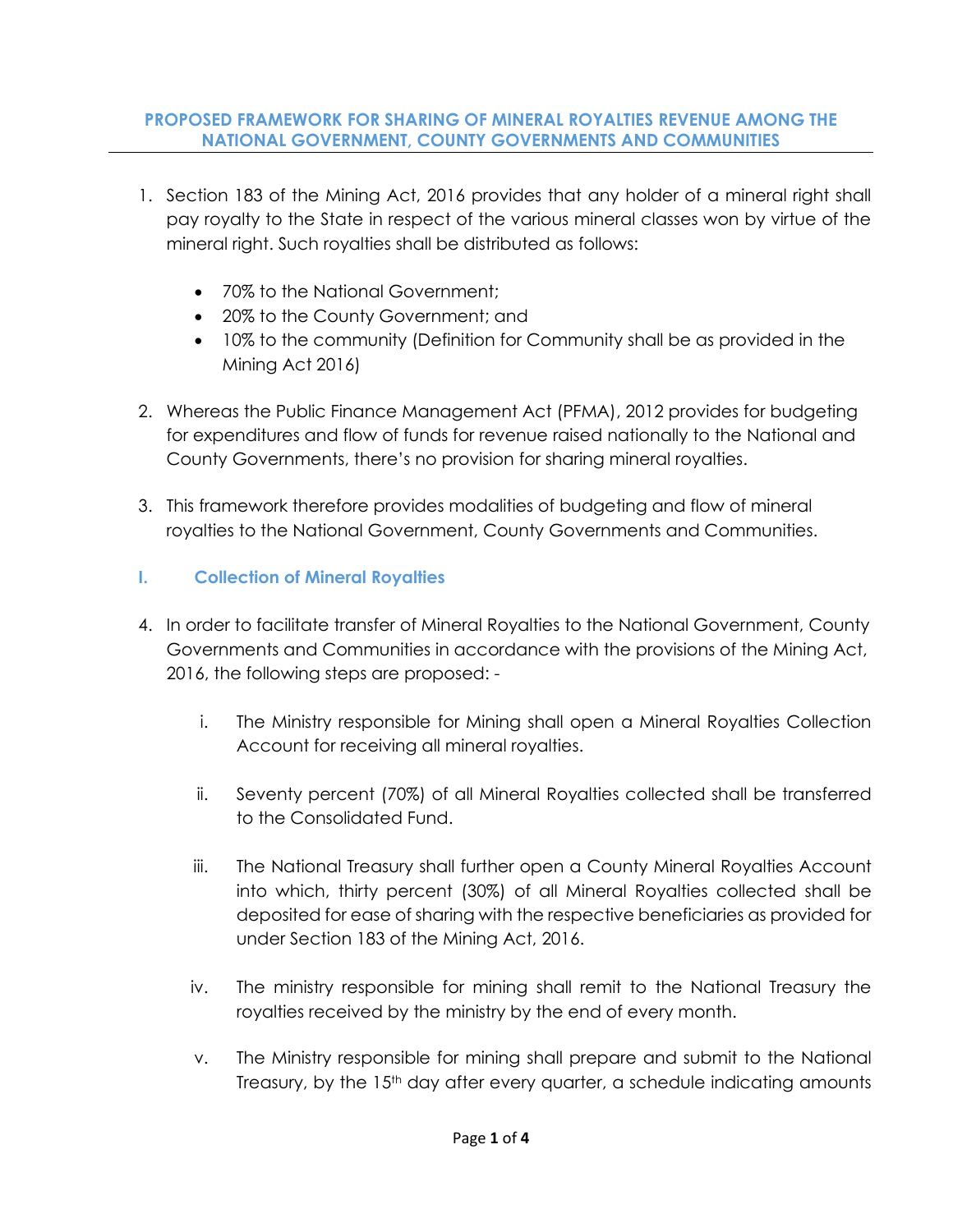## PROPOSED FRAMEWORK FOR SHARING OF MINERAL ROYALTIES REVENUE AMONG THE NATIONAL GOVERNMENT, COUNTY GOVERNMENTS AND COMMUNITIES

1. Section 183 of the Mining Act, 2016 provides that any holder of a mineral right shall pay royalty to the State in respect of the various mineral classes won by virtue of the mineral right. Such royalties shall be distributed as follows:

   - 70% to the National Government;
   - 20% to the County Government; and
   - 10% to the community (Definition for Community shall be as provided in the Mining Act 2016)

2. Whereas the Public Finance Management Act (PFMA), 2012 provides for budgeting for expenditures and flow of funds for revenue raised nationally to the National and County Governments, there's no provision for sharing mineral royalties.

3. This framework therefore provides modalities of budgeting and flow of mineral royalties to the National Government, County Governments and Communities.

### I. Collection of Mineral Royalties

4. In order to facilitate transfer of Mineral Royalties to the National Government, County Governments and Communities in accordance with the provisions of the Mining Act, 2016, the following steps are proposed: -

   i. The Ministry responsible for Mining shall open a Mineral Royalties Collection Account for receiving all mineral royalties.

   ii. Seventy percent (70%) of all Mineral Royalties collected shall be transferred to the Consolidated Fund.

   iii. The National Treasury shall further open a County Mineral Royalties Account into which, thirty percent (30%) of all Mineral Royalties collected shall be deposited for ease of sharing with the respective beneficiaries as provided for under Section 183 of the Mining Act, 2016.

   iv. The ministry responsible for mining shall remit to the National Treasury the royalties received by the ministry by the end of every month.

   v. The Ministry responsible for mining shall prepare and submit to the National Treasury, by the 15th day after every quarter, a schedule indicating amounts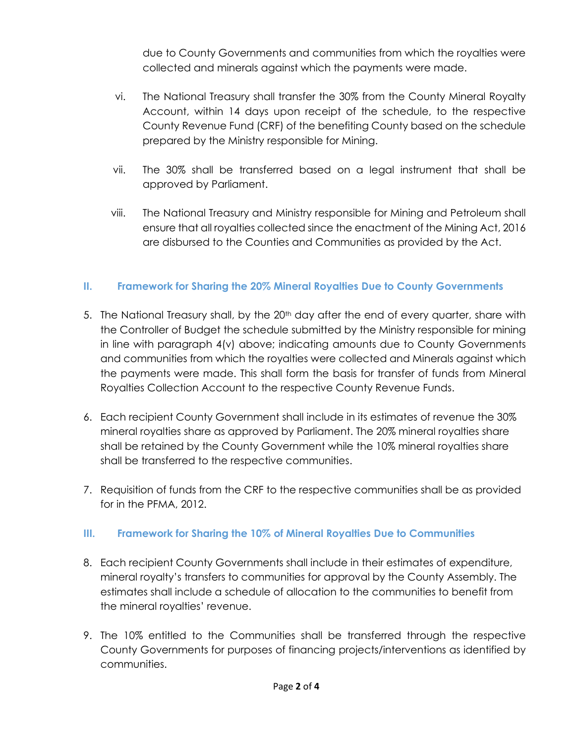due to County Governments and communities from which the royalties were collected and minerals against which the payments were made.

vi. The National Treasury shall transfer the 30% from the County Mineral Royalty Account, within 14 days upon receipt of the schedule, to the respective County Revenue Fund (CRF) of the benefiting County based on the schedule prepared by the Ministry responsible for Mining.

vii. The 30% shall be transferred based on a legal instrument that shall be approved by Parliament.

viii. The National Treasury and Ministry responsible for Mining and Petroleum shall ensure that all royalties collected since the enactment of the Mining Act, 2016 are disbursed to the Counties and Communities as provided by the Act.

## II. Framework for Sharing the 20% Mineral Royalties Due to County Governments

5. The National Treasury shall, by the 20th day after the end of every quarter, share with the Controller of Budget the schedule submitted by the Ministry responsible for mining in line with paragraph 4(v) above; indicating amounts due to County Governments and communities from which the royalties were collected and Minerals against which the payments were made. This shall form the basis for transfer of funds from Mineral Royalties Collection Account to the respective County Revenue Funds.

6. Each recipient County Government shall include in its estimates of revenue the 30% mineral royalties share as approved by Parliament. The 20% mineral royalties share shall be retained by the County Government while the 10% mineral royalties share shall be transferred to the respective communities.

7. Requisition of funds from the CRF to the respective communities shall be as provided for in the PFMA, 2012.

## III. Framework for Sharing the 10% of Mineral Royalties Due to Communities

8. Each recipient County Governments shall include in their estimates of expenditure, mineral royalty's transfers to communities for approval by the County Assembly. The estimates shall include a schedule of allocation to the communities to benefit from the mineral royalties' revenue.

9. The 10% entitled to the Communities shall be transferred through the respective County Governments for purposes of financing projects/interventions as identified by communities.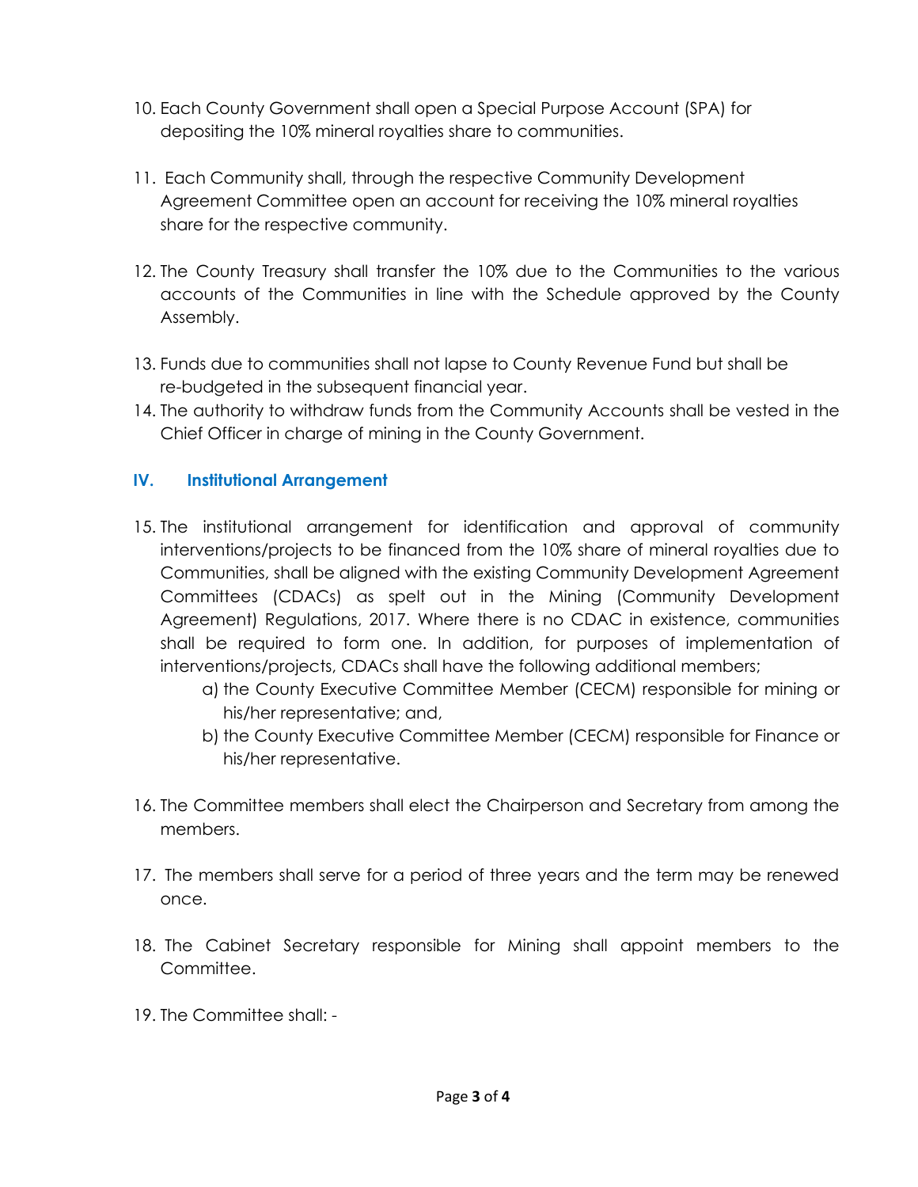10. Each County Government shall open a Special Purpose Account (SPA) for depositing the 10% mineral royalties share to communities.

11. Each Community shall, through the respective Community Development Agreement Committee open an account for receiving the 10% mineral royalties share for the respective community.

12. The County Treasury shall transfer the 10% due to the Communities to the various accounts of the Communities in line with the Schedule approved by the County Assembly.

13. Funds due to communities shall not lapse to County Revenue Fund but shall be re-budgeted in the subsequent financial year.
14. The authority to withdraw funds from the Community Accounts shall be vested in the Chief Officer in charge of mining in the County Government.

## IV. Institutional Arrangement

15. The institutional arrangement for identification and approval of community interventions/projects to be financed from the 10% share of mineral royalties due to Communities, shall be aligned with the existing Community Development Agreement Committees (CDACs) as spelt out in the Mining (Community Development Agreement) Regulations, 2017. Where there is no CDAC in existence, communities shall be required to form one. In addition, for purposes of implementation of interventions/projects, CDACs shall have the following additional members;
    a) the County Executive Committee Member (CECM) responsible for mining or his/her representative; and,
    b) the County Executive Committee Member (CECM) responsible for Finance or his/her representative.

16. The Committee members shall elect the Chairperson and Secretary from among the members.

17. The members shall serve for a period of three years and the term may be renewed once.

18. The Cabinet Secretary responsible for Mining shall appoint members to the Committee.

19. The Committee shall: -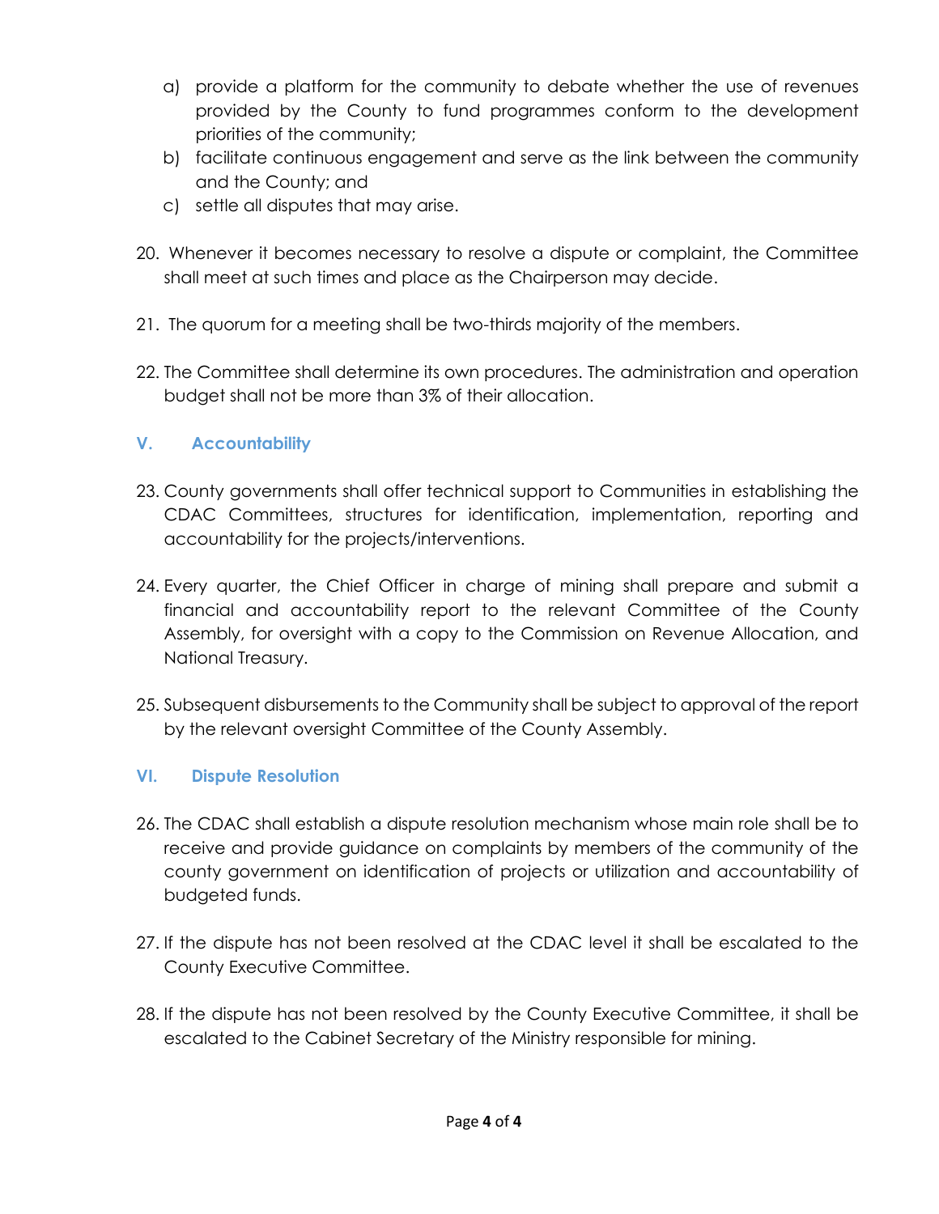a) provide a platform for the community to debate whether the use of revenues provided by the County to fund programmes conform to the development priorities of the community;
b) facilitate continuous engagement and serve as the link between the community and the County; and
c) settle all disputes that may arise.

20. Whenever it becomes necessary to resolve a dispute or complaint, the Committee shall meet at such times and place as the Chairperson may decide.

21. The quorum for a meeting shall be two-thirds majority of the members.

22. The Committee shall determine its own procedures. The administration and operation budget shall not be more than 3% of their allocation.

## V. Accountability

23. County governments shall offer technical support to Communities in establishing the CDAC Committees, structures for identification, implementation, reporting and accountability for the projects/interventions.

24. Every quarter, the Chief Officer in charge of mining shall prepare and submit a financial and accountability report to the relevant Committee of the County Assembly, for oversight with a copy to the Commission on Revenue Allocation, and National Treasury.

25. Subsequent disbursements to the Community shall be subject to approval of the report by the relevant oversight Committee of the County Assembly.

## VI. Dispute Resolution

26. The CDAC shall establish a dispute resolution mechanism whose main role shall be to receive and provide guidance on complaints by members of the community of the county government on identification of projects or utilization and accountability of budgeted funds.

27. If the dispute has not been resolved at the CDAC level it shall be escalated to the County Executive Committee.

28. If the dispute has not been resolved by the County Executive Committee, it shall be escalated to the Cabinet Secretary of the Ministry responsible for mining.